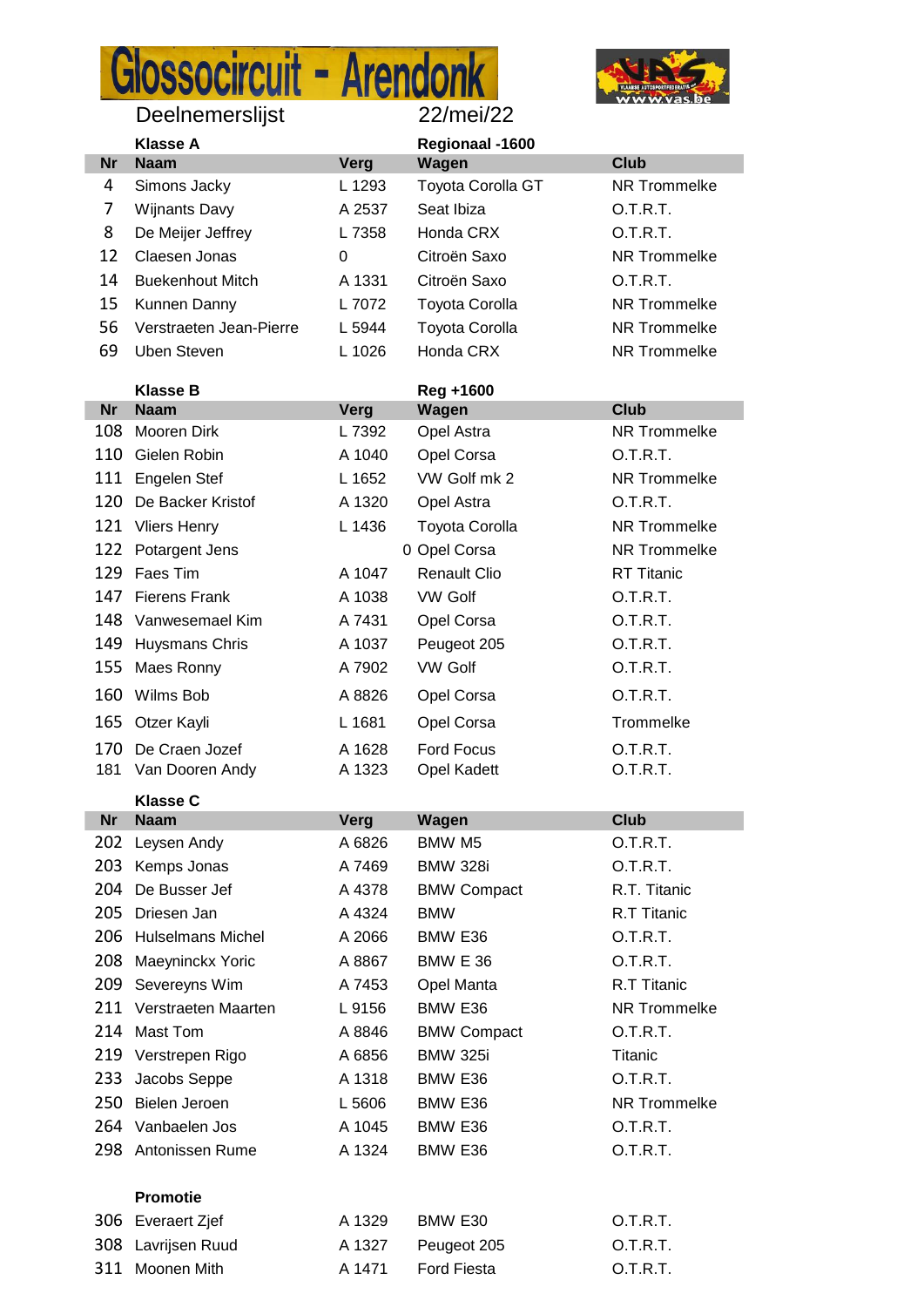# Glossocircuit - Arendonk

Deelnemerslijst — 22/mei/22

**Klasse A** — **Regionaal -1600**

| Nr | Naam | Verg | Wagen | Club |
|---|---|---|---|---|
| 4 | Simons Jacky | L 1293 | Toyota Corolla GT | NR Trommelke |
| 7 | Wijnants Davy | A 2537 | Seat Ibiza | O.T.R.T. |
| 8 | De Meijer Jeffrey | L 7358 | Honda CRX | O.T.R.T. |
| 12 | Claesen Jonas | 0 | Citroën Saxo | NR Trommelke |
| 14 | Buekenhout Mitch | A 1331 | Citroën Saxo | O.T.R.T. |
| 15 | Kunnen Danny | L 7072 | Toyota Corolla | NR Trommelke |
| 56 | Verstraeten Jean-Pierre | L 5944 | Toyota Corolla | NR Trommelke |
| 69 | Uben Steven | L 1026 | Honda CRX | NR Trommelke |

**Klasse B** — **Reg +1600**

| Nr | Naam | Verg | Wagen | Club |
|---|---|---|---|---|
| 108 | Mooren Dirk | L 7392 | Opel Astra | NR Trommelke |
| 110 | Gielen Robin | A 1040 | Opel Corsa | O.T.R.T. |
| 111 | Engelen Stef | L 1652 | VW Golf mk 2 | NR Trommelke |
| 120 | De Backer Kristof | A 1320 | Opel Astra | O.T.R.T. |
| 121 | Vliers Henry | L 1436 | Toyota Corolla | NR Trommelke |
| 122 | Potargent Jens | 0 | Opel Corsa | NR Trommelke |
| 129 | Faes Tim | A 1047 | Renault Clio | RT Titanic |
| 147 | Fierens Frank | A 1038 | VW Golf | O.T.R.T. |
| 148 | Vanwesemael Kim | A 7431 | Opel Corsa | O.T.R.T. |
| 149 | Huysmans Chris | A 1037 | Peugeot 205 | O.T.R.T. |
| 155 | Maes Ronny | A 7902 | VW Golf | O.T.R.T. |
| 160 | Wilms Bob | A 8826 | Opel Corsa | O.T.R.T. |
| 165 | Otzer Kayli | L 1681 | Opel Corsa | Trommelke |
| 170 | De Craen Jozef | A 1628 | Ford Focus | O.T.R.T. |
| 181 | Van Dooren Andy | A 1323 | Opel Kadett | O.T.R.T. |

**Klasse C**

| Nr | Naam | Verg | Wagen | Club |
|---|---|---|---|---|
| 202 | Leysen Andy | A 6826 | BMW M5 | O.T.R.T. |
| 203 | Kemps Jonas | A 7469 | BMW 328i | O.T.R.T. |
| 204 | De Busser Jef | A 4378 | BMW Compact | R.T. Titanic |
| 205 | Driesen Jan | A 4324 | BMW | R.T Titanic |
| 206 | Hulselmans Michel | A 2066 | BMW E36 | O.T.R.T. |
| 208 | Maeyninckx Yoric | A 8867 | BMW E 36 | O.T.R.T. |
| 209 | Severeyns Wim | A 7453 | Opel Manta | R.T Titanic |
| 211 | Verstraeten Maarten | L 9156 | BMW E36 | NR Trommelke |
| 214 | Mast Tom | A 8846 | BMW Compact | O.T.R.T. |
| 219 | Verstrepen Rigo | A 6856 | BMW 325i | Titanic |
| 233 | Jacobs Seppe | A 1318 | BMW E36 | O.T.R.T. |
| 250 | Bielen Jeroen | L 5606 | BMW E36 | NR Trommelke |
| 264 | Vanbaelen Jos | A 1045 | BMW E36 | O.T.R.T. |
| 298 | Antonissen Rume | A 1324 | BMW E36 | O.T.R.T. |

**Promotie**

| Nr | Naam | Verg | Wagen | Club |
|---|---|---|---|---|
| 306 | Everaert Zjef | A 1329 | BMW E30 | O.T.R.T. |
| 308 | Lavrijsen Ruud | A 1327 | Peugeot 205 | O.T.R.T. |
| 311 | Moonen Mith | A 1471 | Ford Fiesta | O.T.R.T. |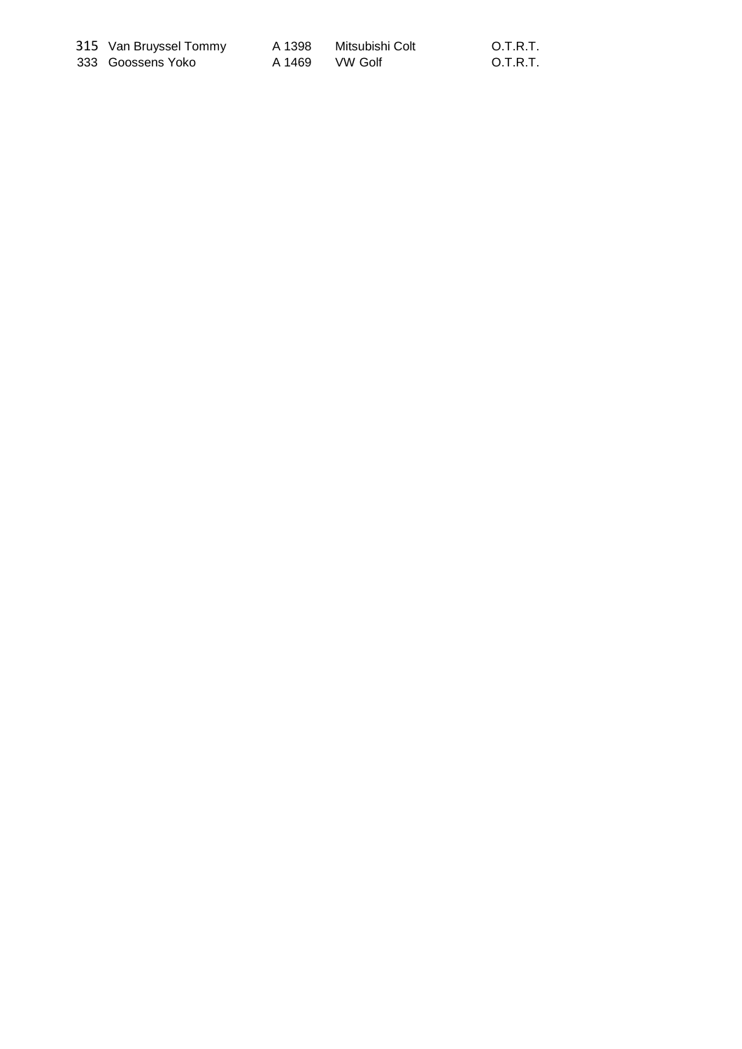| | | | | |
|---|---|---|---|---|
| 315 | Van Bruyssel Tommy | A 1398 | Mitsubishi Colt | O.T.R.T. |
| 333 | Goossens Yoko | A 1469 | VW Golf | O.T.R.T. |